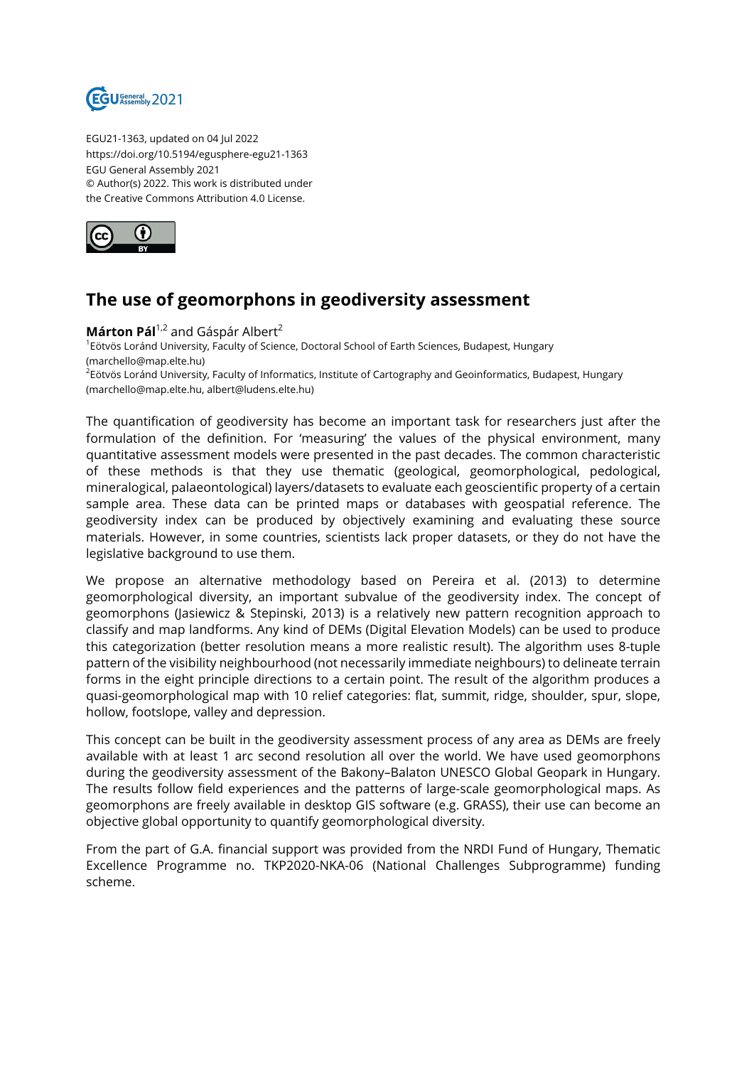EGU21-1363, updated on 04 Jul 2022
https://doi.org/10.5194/egusphere-egu21-1363
EGU General Assembly 2021
© Author(s) 2022. This work is distributed under
the Creative Commons Attribution 4.0 License.

# The use of geomorphons in geodiversity assessment

**Márton Pál**[1,2] and Gáspár Albert[2]

[1]Eötvös Loránd University, Faculty of Science, Doctoral School of Earth Sciences, Budapest, Hungary (marchello@map.elte.hu)
[2]Eötvös Loránd University, Faculty of Informatics, Institute of Cartography and Geoinformatics, Budapest, Hungary (marchello@map.elte.hu, albert@ludens.elte.hu)

The quantification of geodiversity has become an important task for researchers just after the formulation of the definition. For 'measuring' the values of the physical environment, many quantitative assessment models were presented in the past decades. The common characteristic of these methods is that they use thematic (geological, geomorphological, pedological, mineralogical, palaeontological) layers/datasets to evaluate each geoscientific property of a certain sample area. These data can be printed maps or databases with geospatial reference. The geodiversity index can be produced by objectively examining and evaluating these source materials. However, in some countries, scientists lack proper datasets, or they do not have the legislative background to use them.

We propose an alternative methodology based on Pereira et al. (2013) to determine geomorphological diversity, an important subvalue of the geodiversity index. The concept of geomorphons (Jasiewicz & Stepinski, 2013) is a relatively new pattern recognition approach to classify and map landforms. Any kind of DEMs (Digital Elevation Models) can be used to produce this categorization (better resolution means a more realistic result). The algorithm uses 8-tuple pattern of the visibility neighbourhood (not necessarily immediate neighbours) to delineate terrain forms in the eight principle directions to a certain point. The result of the algorithm produces a quasi-geomorphological map with 10 relief categories: flat, summit, ridge, shoulder, spur, slope, hollow, footslope, valley and depression.

This concept can be built in the geodiversity assessment process of any area as DEMs are freely available with at least 1 arc second resolution all over the world. We have used geomorphons during the geodiversity assessment of the Bakony–Balaton UNESCO Global Geopark in Hungary. The results follow field experiences and the patterns of large-scale geomorphological maps. As geomorphons are freely available in desktop GIS software (e.g. GRASS), their use can become an objective global opportunity to quantify geomorphological diversity.

From the part of G.A. financial support was provided from the NRDI Fund of Hungary, Thematic Excellence Programme no. TKP2020-NKA-06 (National Challenges Subprogramme) funding scheme.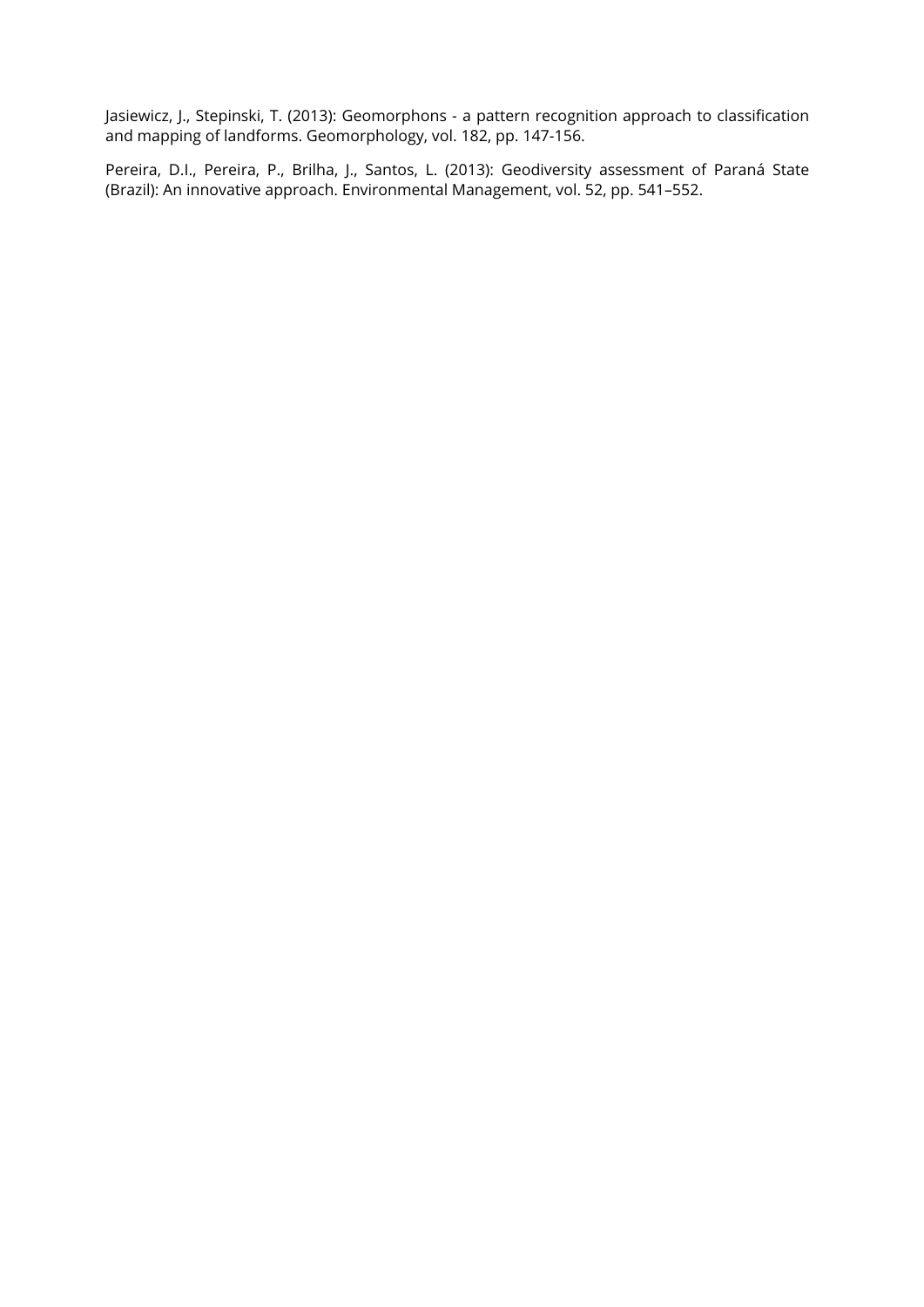Jasiewicz, J., Stepinski, T. (2013): Geomorphons - a pattern recognition approach to classification and mapping of landforms. Geomorphology, vol. 182, pp. 147-156.

Pereira, D.I., Pereira, P., Brilha, J., Santos, L. (2013): Geodiversity assessment of Paraná State (Brazil): An innovative approach. Environmental Management, vol. 52, pp. 541–552.